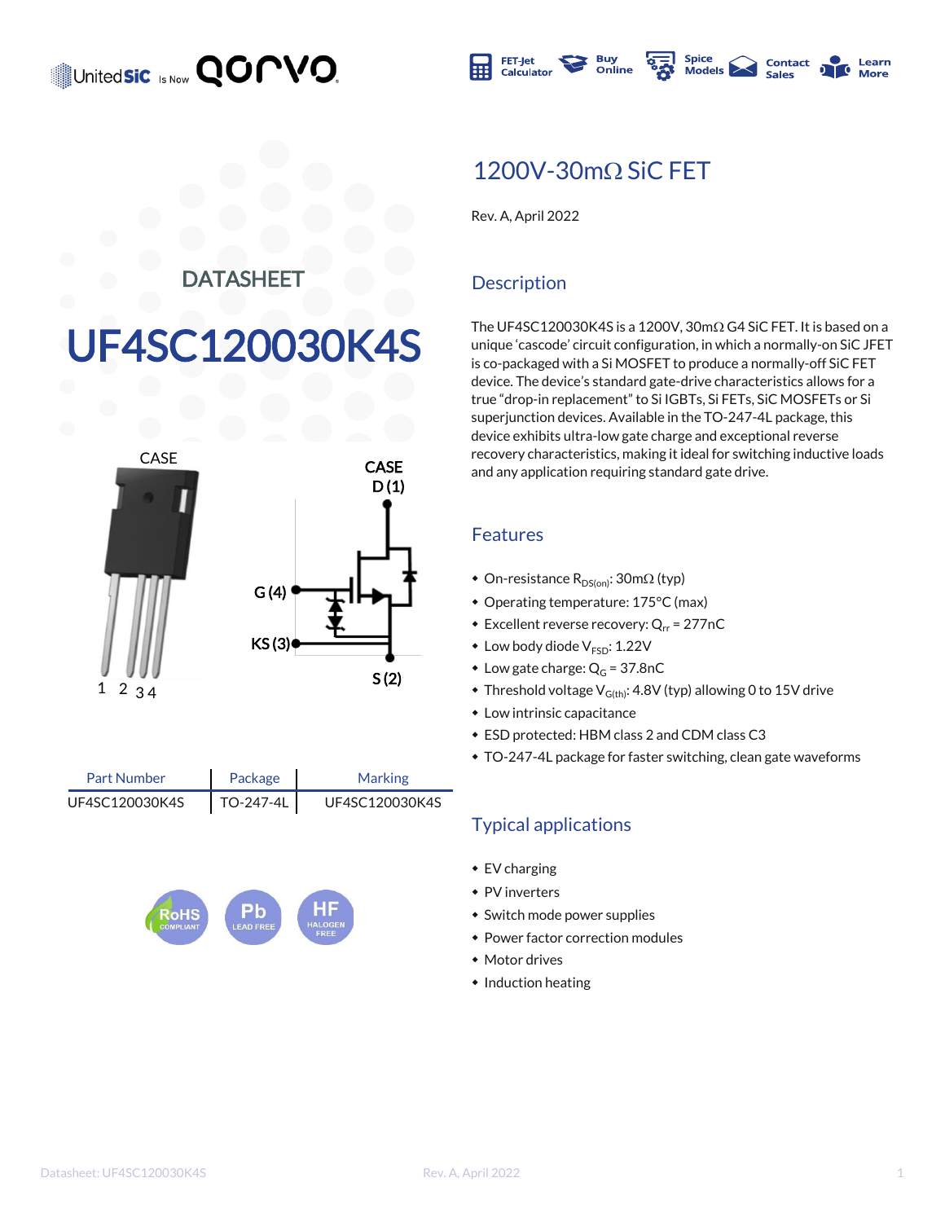UnitedSiC is Now qorvo

FET-Jet Calculator | Buy Online | Spice Models | Contact Sales | Learn More

# DATASHEET

# UF4SC120030K4S

CASE

CASE
D (1)

G (4)

KS (3)

S (2)

1 2 3 4

| Part Number | Package | Marking |
|---|---|---|
| UF4SC120030K4S | TO-247-4L | UF4SC120030K4S |

RoHS COMPLIANT | Pb LEAD FREE | HF HALOGEN FREE

## 1200V-30mΩ SiC FET

Rev. A, April 2022

## Description

The UF4SC120030K4S is a 1200V, 30mΩ G4 SiC FET. It is based on a unique 'cascode' circuit configuration, in which a normally-on SiC JFET is co-packaged with a Si MOSFET to produce a normally-off SiC FET device. The device's standard gate-drive characteristics allows for a true "drop-in replacement" to Si IGBTs, Si FETs, SiC MOSFETs or Si superjunction devices. Available in the TO-247-4L package, this device exhibits ultra-low gate charge and exceptional reverse recovery characteristics, making it ideal for switching inductive loads and any application requiring standard gate drive.

## Features

- On-resistance $R_{DS(on)}$: 30mΩ (typ)
- Operating temperature: 175°C (max)
- Excellent reverse recovery: $Q_{rr}$ = 277nC
- Low body diode $V_{FSD}$: 1.22V
- Low gate charge: $Q_G$ = 37.8nC
- Threshold voltage $V_{G(th)}$: 4.8V (typ) allowing 0 to 15V drive
- Low intrinsic capacitance
- ESD protected: HBM class 2 and CDM class C3
- TO-247-4L package for faster switching, clean gate waveforms

## Typical applications

- EV charging
- PV inverters
- Switch mode power supplies
- Power factor correction modules
- Motor drives
- Induction heating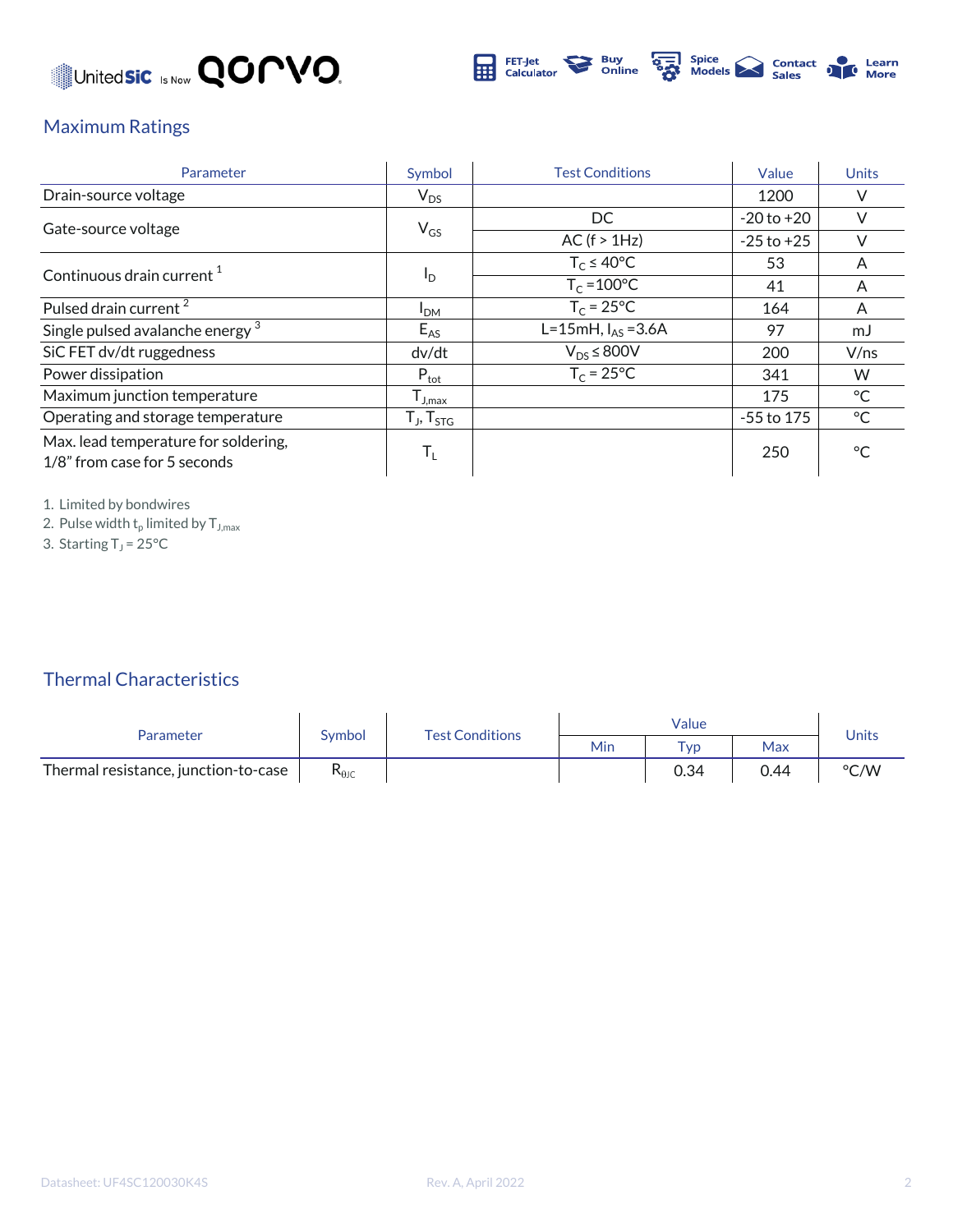## Maximum Ratings

| Parameter | Symbol | Test Conditions | Value | Units |
|---|---|---|---|---|
| Drain-source voltage | $V_{DS}$ | | 1200 | V |
| Gate-source voltage | $V_{GS}$ | DC | -20 to +20 | V |
| | | AC (f > 1Hz) | -25 to +25 | V |
| Continuous drain current [1] | $I_D$ | $T_C \leq 40°C$ | 53 | A |
| | | $T_C = 100°C$ | 41 | A |
| Pulsed drain current [2] | $I_{DM}$ | $T_C = 25°C$ | 164 | A |
| Single pulsed avalanche energy [3] | $E_{AS}$ | L=15mH, $I_{AS}$ =3.6A | 97 | mJ |
| SiC FET dv/dt ruggedness | dv/dt | $V_{DS} \leq 800V$ | 200 | V/ns |
| Power dissipation | $P_{tot}$ | $T_C = 25°C$ | 341 | W |
| Maximum junction temperature | $T_{J,max}$ | | 175 | °C |
| Operating and storage temperature | $T_J$, $T_{STG}$ | | -55 to 175 | °C |
| Max. lead temperature for soldering, 1/8" from case for 5 seconds | $T_L$ | | 250 | °C |

1. Limited by bondwires
2. Pulse width $t_p$ limited by $T_{J,max}$
3. Starting $T_J = 25°C$

## Thermal Characteristics

| Parameter | Symbol | Test Conditions | Value | | | Units |
|---|---|---|---|---|---|---|
| | | | Min | Typ | Max | |
| Thermal resistance, junction-to-case | $R_{\theta JC}$ | | | 0.34 | 0.44 | °C/W |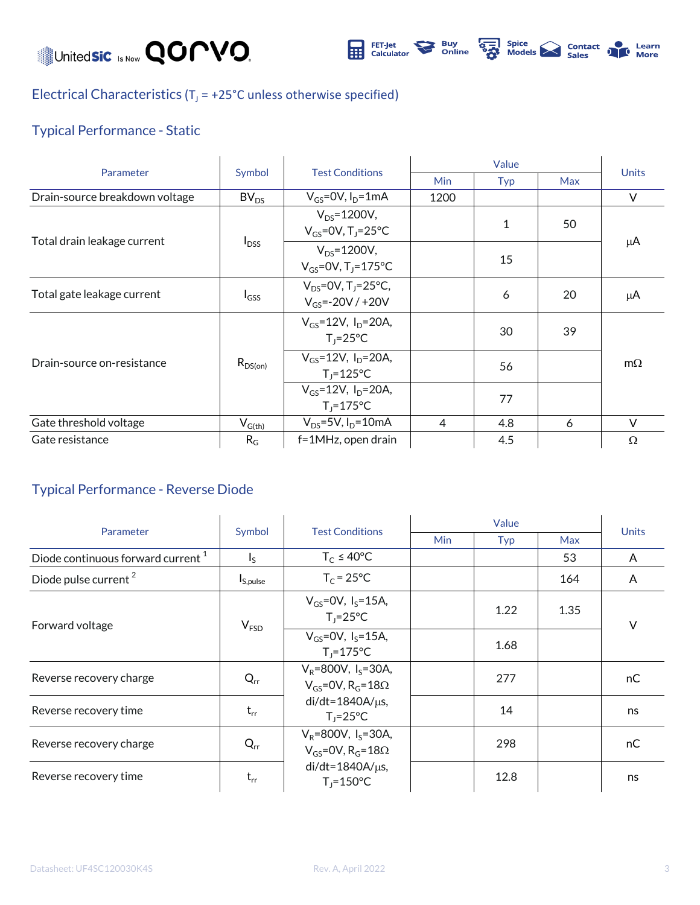## Electrical Characteristics ($T_J$ = +25°C unless otherwise specified)

### Typical Performance - Static

| Parameter | Symbol | Test Conditions | Value | | | Units |
|---|---|---|---|---|---|---|
| | | | Min | Typ | Max | |
| Drain-source breakdown voltage | $BV_{DS}$ | $V_{GS}$=0V, $I_D$=1mA | 1200 | | | V |
| Total drain leakage current | $I_{DSS}$ | $V_{DS}$=1200V, $V_{GS}$=0V, $T_J$=25°C | | 1 | 50 | μA |
| | | $V_{DS}$=1200V, $V_{GS}$=0V, $T_J$=175°C | | 15 | | |
| Total gate leakage current | $I_{GSS}$ | $V_{DS}$=0V, $T_J$=25°C, $V_{GS}$=-20V / +20V | | 6 | 20 | μA |
| Drain-source on-resistance | $R_{DS(on)}$ | $V_{GS}$=12V, $I_D$=20A, $T_J$=25°C | | 30 | 39 | mΩ |
| | | $V_{GS}$=12V, $I_D$=20A, $T_J$=125°C | | 56 | | |
| | | $V_{GS}$=12V, $I_D$=20A, $T_J$=175°C | | 77 | | |
| Gate threshold voltage | $V_{G(th)}$ | $V_{DS}$=5V, $I_D$=10mA | 4 | 4.8 | 6 | V |
| Gate resistance | $R_G$ | f=1MHz, open drain | | 4.5 | | Ω |

### Typical Performance - Reverse Diode

| Parameter | Symbol | Test Conditions | Value | | | Units |
|---|---|---|---|---|---|---|
| | | | Min | Typ | Max | |
| Diode continuous forward current [1] | $I_S$ | $T_C$ ≤ 40°C | | | 53 | A |
| Diode pulse current [2] | $I_{S,pulse}$ | $T_C$ = 25°C | | | 164 | A |
| Forward voltage | $V_{FSD}$ | $V_{GS}$=0V, $I_S$=15A, $T_J$=25°C | | 1.22 | 1.35 | V |
| | | $V_{GS}$=0V, $I_S$=15A, $T_J$=175°C | | 1.68 | | |
| Reverse recovery charge | $Q_{rr}$ | $V_R$=800V, $I_S$=30A, $V_{GS}$=0V, $R_G$=18Ω di/dt=1840A/μs, $T_J$=25°C | | 277 | | nC |
| Reverse recovery time | $t_{rr}$ | | | 14 | | ns |
| Reverse recovery charge | $Q_{rr}$ | $V_R$=800V, $I_S$=30A, $V_{GS}$=0V, $R_G$=18Ω di/dt=1840A/μs, $T_J$=150°C | | 298 | | nC |
| Reverse recovery time | $t_{rr}$ | | | 12.8 | | ns |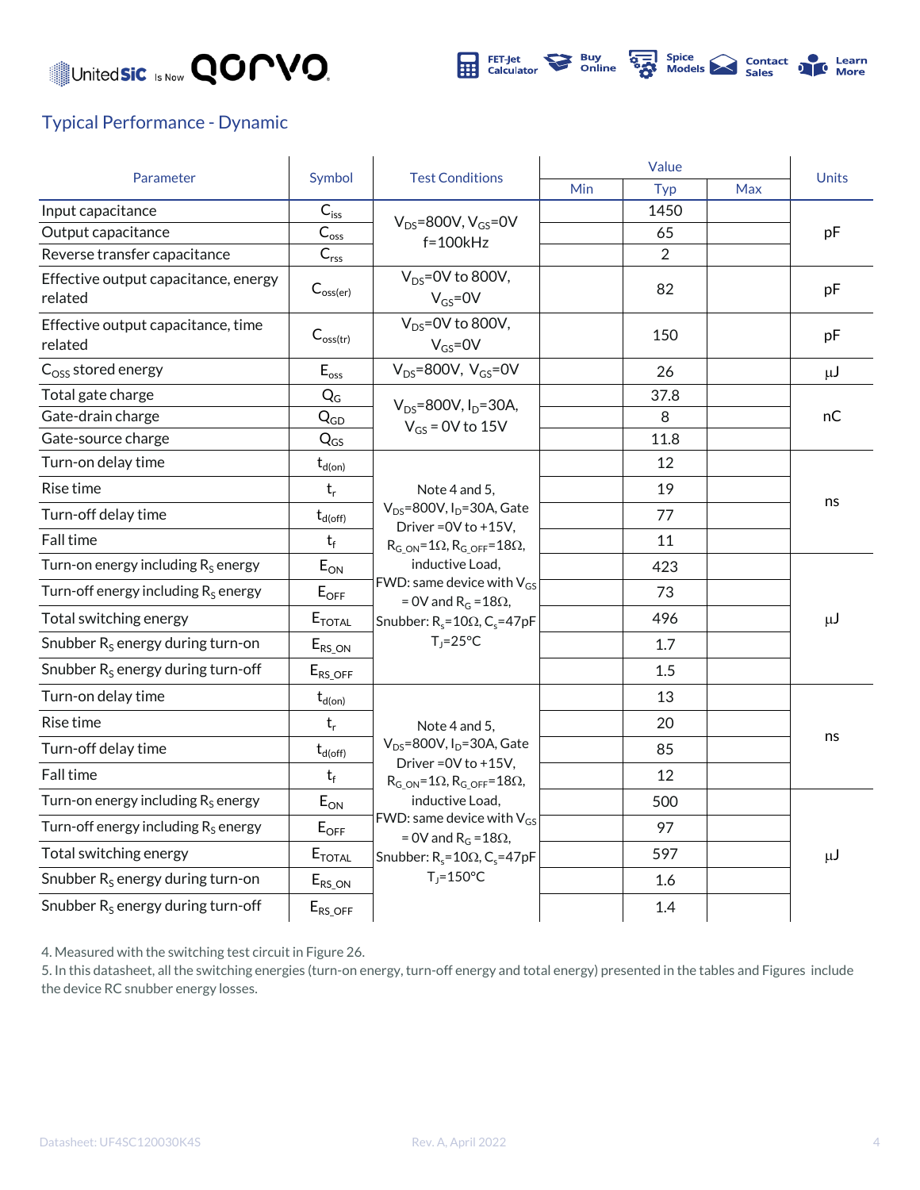## Typical Performance - Dynamic

| Parameter | Symbol | Test Conditions | Value | | | Units |
|---|---|---|---|---|---|---|
| | | | Min | Typ | Max | |
| Input capacitance | $C_{iss}$ | $V_{DS}$=800V, $V_{GS}$=0V f=100kHz | | 1450 | | pF |
| Output capacitance | $C_{oss}$ | | | 65 | | |
| Reverse transfer capacitance | $C_{rss}$ | | | 2 | | |
| Effective output capacitance, energy related | $C_{oss(er)}$ | $V_{DS}$=0V to 800V, $V_{GS}$=0V | | 82 | | pF |
| Effective output capacitance, time related | $C_{oss(tr)}$ | $V_{DS}$=0V to 800V, $V_{GS}$=0V | | 150 | | pF |
| $C_{OSS}$ stored energy | $E_{oss}$ | $V_{DS}$=800V, $V_{GS}$=0V | | 26 | | μJ |
| Total gate charge | $Q_G$ | $V_{DS}$=800V, $I_D$=30A, $V_{GS}$ = 0V to 15V | | 37.8 | | nC |
| Gate-drain charge | $Q_{GD}$ | | | 8 | | |
| Gate-source charge | $Q_{GS}$ | | | 11.8 | | |
| Turn-on delay time | $t_{d(on)}$ | Note 4 and 5, $V_{DS}$=800V, $I_D$=30A, Gate Driver =0V to +15V, $R_{G\_ON}$=1Ω, $R_{G\_OFF}$=18Ω, inductive Load, FWD: same device with $V_{GS}$ = 0V and $R_G$ =18Ω, Snubber: $R_s$=10Ω, $C_s$=47pF $T_J$=25°C | | 12 | | ns |
| Rise time | $t_r$ | | | 19 | | |
| Turn-off delay time | $t_{d(off)}$ | | | 77 | | |
| Fall time | $t_f$ | | | 11 | | |
| Turn-on energy including $R_S$ energy | $E_{ON}$ | | | 423 | | μJ |
| Turn-off energy including $R_S$ energy | $E_{OFF}$ | | | 73 | | |
| Total switching energy | $E_{TOTAL}$ | | | 496 | | |
| Snubber $R_S$ energy during turn-on | $E_{RS\_ON}$ | | | 1.7 | | |
| Snubber $R_S$ energy during turn-off | $E_{RS\_OFF}$ | | | 1.5 | | |
| Turn-on delay time | $t_{d(on)}$ | Note 4 and 5, $V_{DS}$=800V, $I_D$=30A, Gate Driver =0V to +15V, $R_{G\_ON}$=1Ω, $R_{G\_OFF}$=18Ω, inductive Load, FWD: same device with $V_{GS}$ = 0V and $R_G$ =18Ω, Snubber: $R_s$=10Ω, $C_s$=47pF $T_J$=150°C | | 13 | | ns |
| Rise time | $t_r$ | | | 20 | | |
| Turn-off delay time | $t_{d(off)}$ | | | 85 | | |
| Fall time | $t_f$ | | | 12 | | |
| Turn-on energy including $R_S$ energy | $E_{ON}$ | | | 500 | | μJ |
| Turn-off energy including $R_S$ energy | $E_{OFF}$ | | | 97 | | |
| Total switching energy | $E_{TOTAL}$ | | | 597 | | |
| Snubber $R_S$ energy during turn-on | $E_{RS\_ON}$ | | | 1.6 | | |
| Snubber $R_S$ energy during turn-off | $E_{RS\_OFF}$ | | | 1.4 | | |

4. Measured with the switching test circuit in Figure 26.
5. In this datasheet, all the switching energies (turn-on energy, turn-off energy and total energy) presented in the tables and Figures include the device RC snubber energy losses.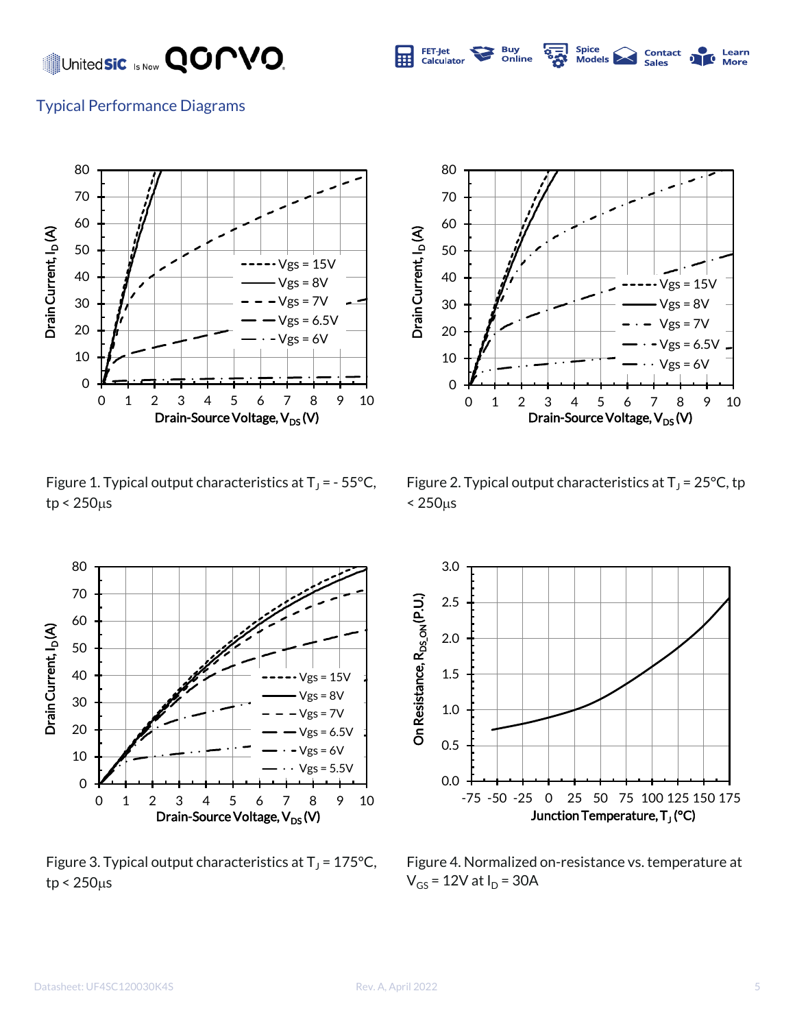## Typical Performance Diagrams

Figure 1. Typical output characteristics at $T_J$ = - 55°C, tp < 250µs

Figure 2. Typical output characteristics at $T_J$ = 25°C, tp < 250µs

Figure 3. Typical output characteristics at $T_J$ = 175°C, tp < 250µs

Figure 4. Normalized on-resistance vs. temperature at $V_{GS}$ = 12V at $I_D$ = 30A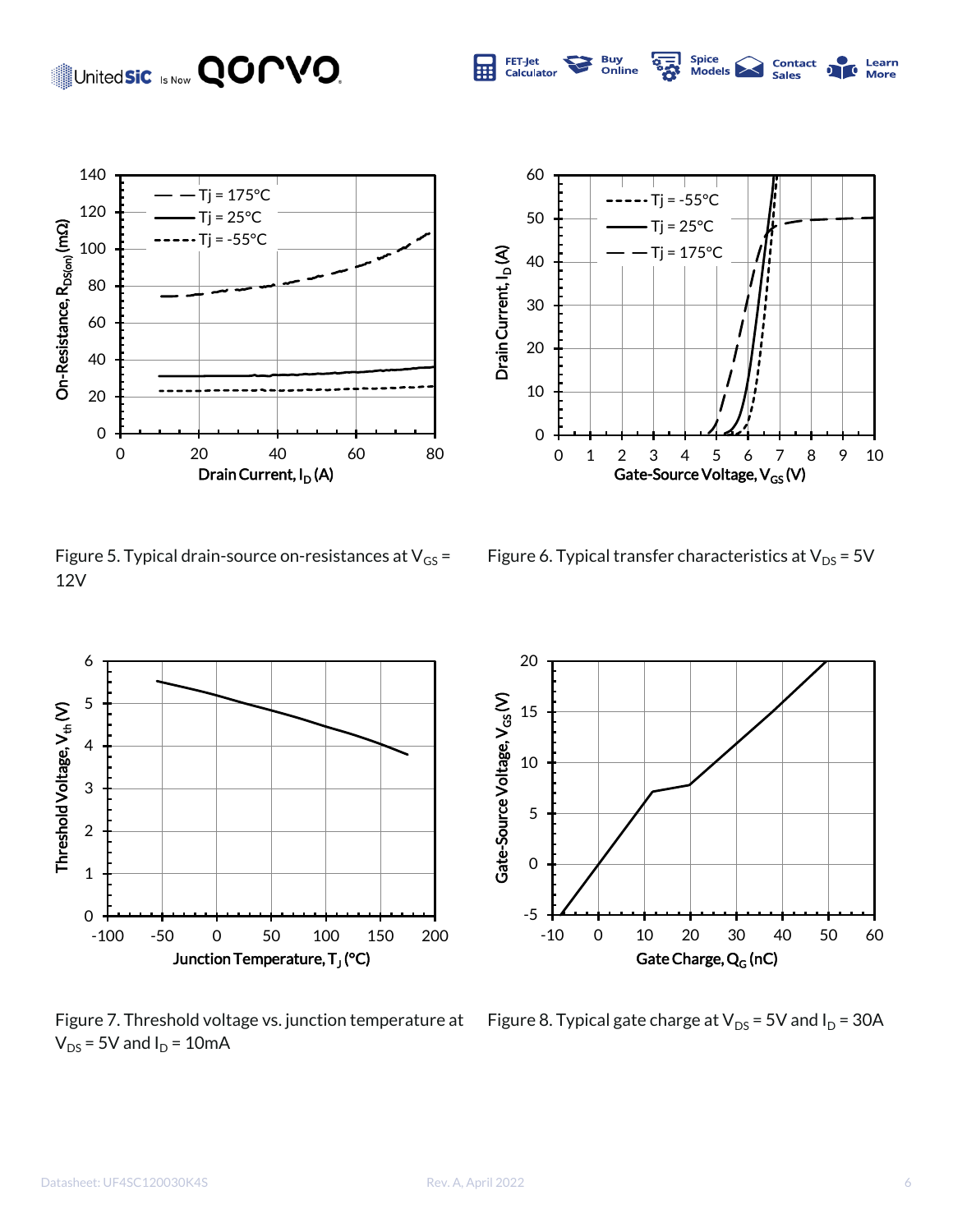Figure 5. Typical drain-source on-resistances at $V_{GS}$ = 12V

Figure 6. Typical transfer characteristics at $V_{DS}$ = 5V

Figure 7. Threshold voltage vs. junction temperature at $V_{DS}$ = 5V and $I_D$ = 10mA

Figure 8. Typical gate charge at $V_{DS}$ = 5V and $I_D$ = 30A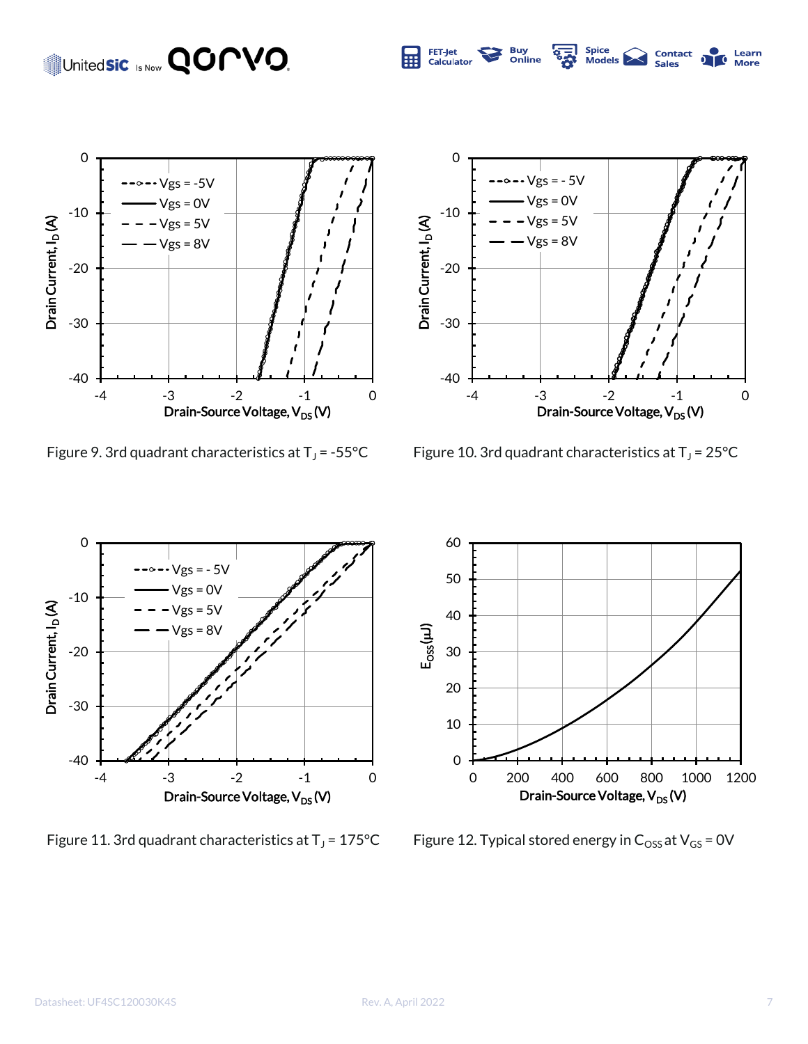Figure 9. 3rd quadrant characteristics at $T_J$ = -55°C

Figure 10. 3rd quadrant characteristics at $T_J$ = 25°C

Figure 11. 3rd quadrant characteristics at $T_J$ = 175°C

Figure 12. Typical stored energy in $C_{OSS}$ at $V_{GS}$ = 0V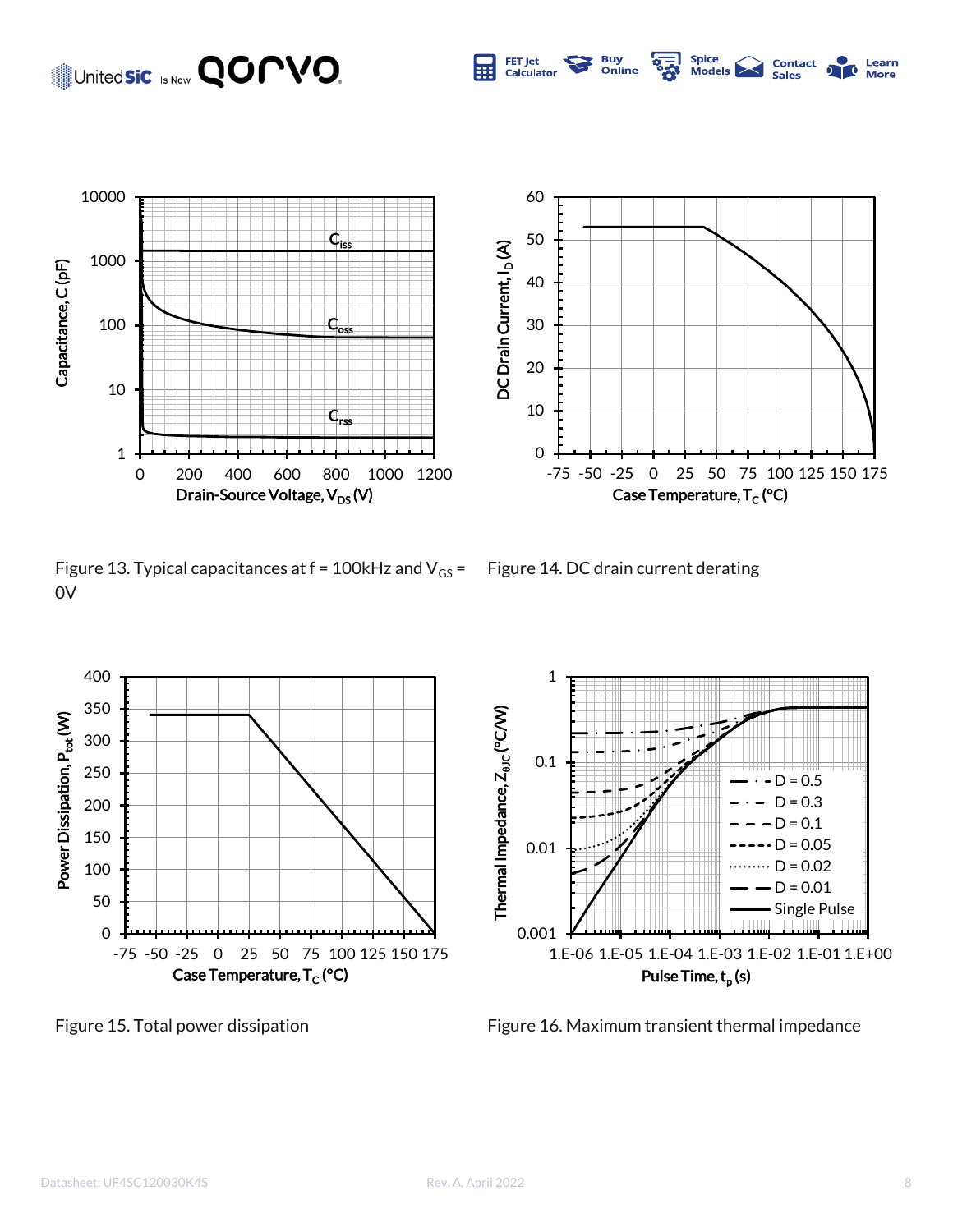Figure 13. Typical capacitances at f = 100kHz and $V_{GS}$ = 0V

Figure 14. DC drain current derating

Figure 15. Total power dissipation

Figure 16. Maximum transient thermal impedance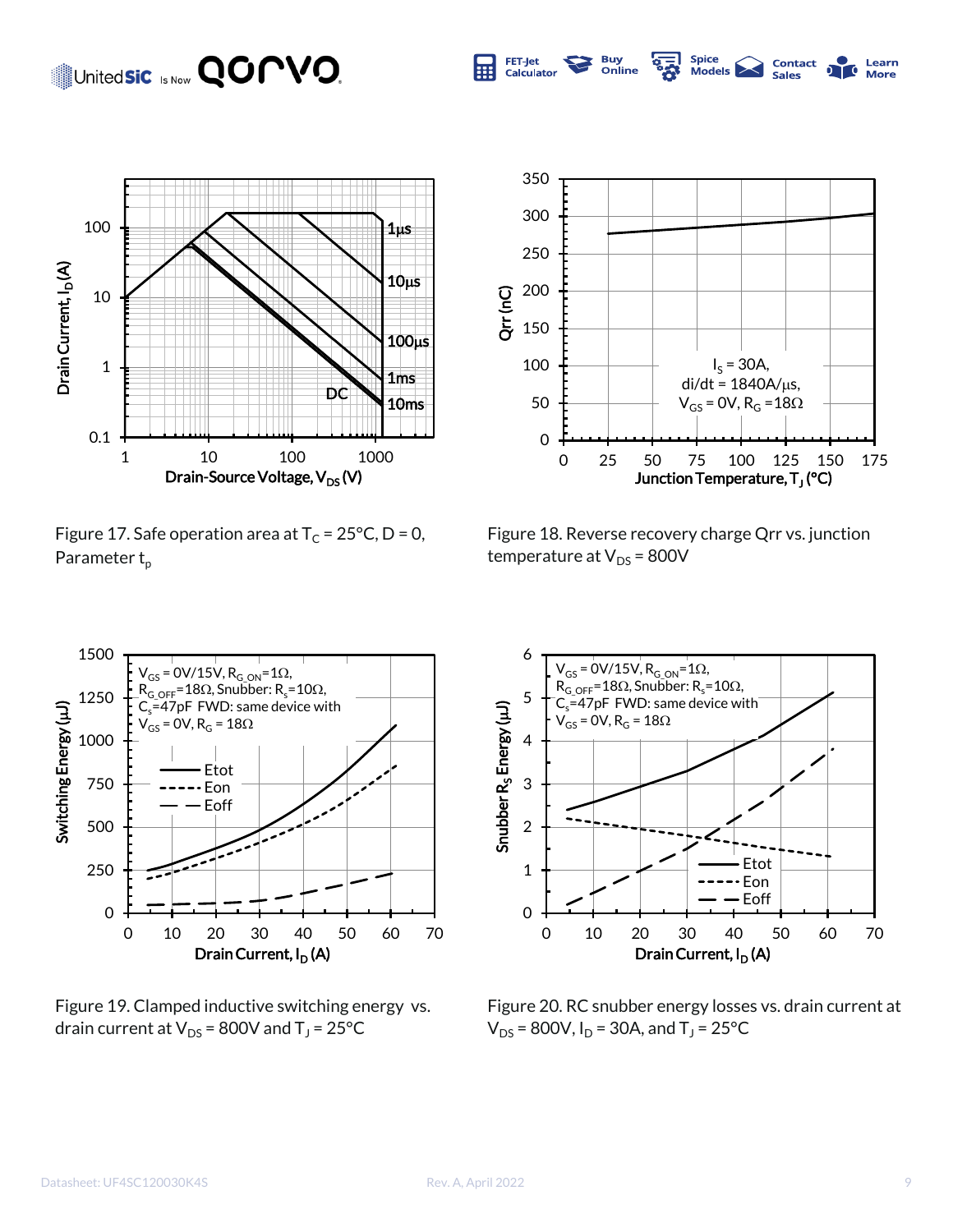Figure 17. Safe operation area at $T_C = 25°C$, D = 0, Parameter $t_p$

Figure 18. Reverse recovery charge Qrr vs. junction temperature at $V_{DS} = 800V$

Figure 19. Clamped inductive switching energy vs. drain current at $V_{DS} = 800V$ and $T_J = 25°C$

Figure 20. RC snubber energy losses vs. drain current at $V_{DS} = 800V$, $I_D = 30A$, and $T_J = 25°C$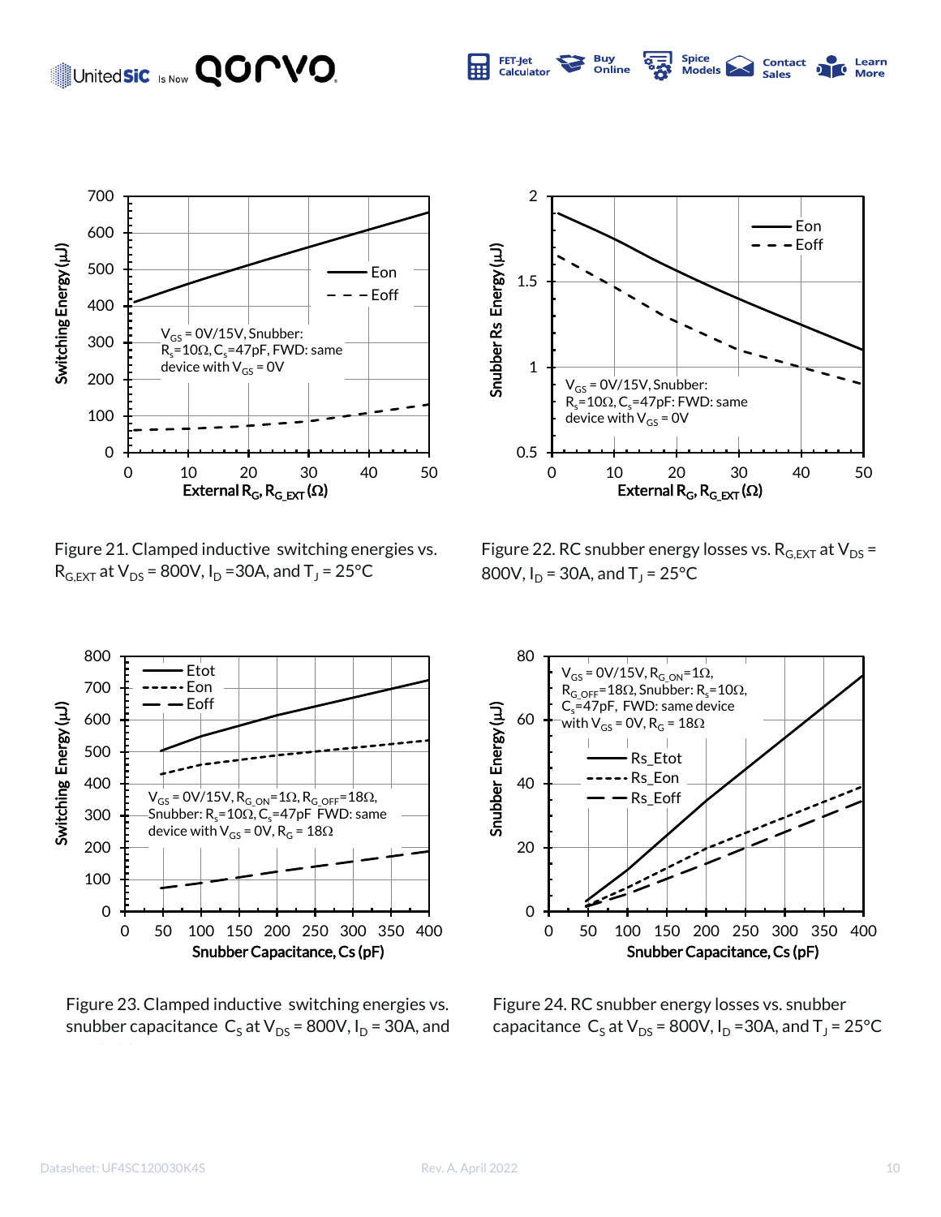Figure 21. Clamped inductive switching energies vs. $R_{G,EXT}$ at $V_{DS}$ = 800V, $I_D$ =30A, and $T_J$ = 25°C

Figure 22. RC snubber energy losses vs. $R_{G,EXT}$ at $V_{DS}$ = 800V, $I_D$ = 30A, and $T_J$ = 25°C

Figure 23. Clamped inductive switching energies vs. snubber capacitance $C_S$ at $V_{DS}$ = 800V, $I_D$ = 30A, and

Figure 24. RC snubber energy losses vs. snubber capacitance $C_S$ at $V_{DS}$ = 800V, $I_D$ =30A, and $T_J$ = 25°C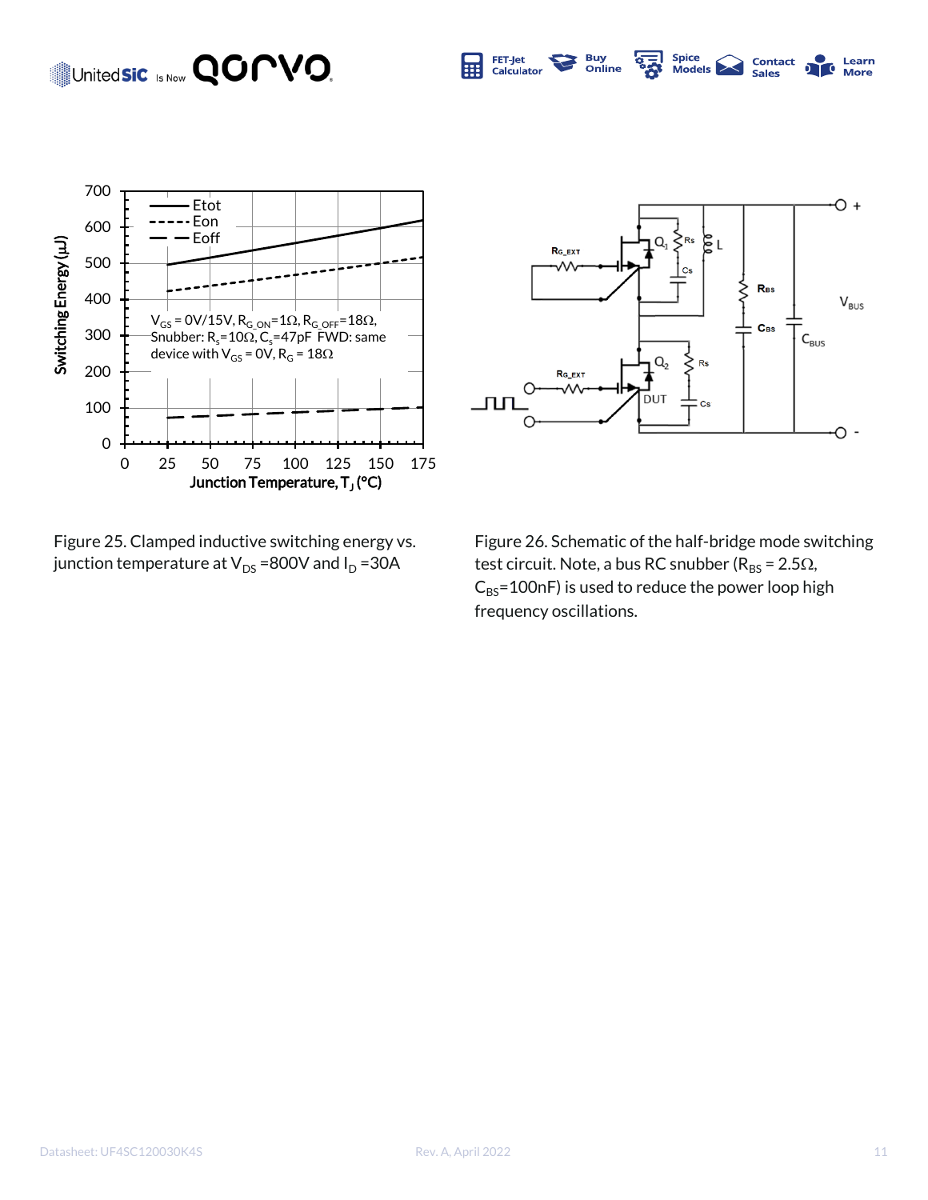Figure 25. Clamped inductive switching energy vs. junction temperature at $V_{DS}$ =800V and $I_D$ =30A

Figure 26. Schematic of the half-bridge mode switching test circuit. Note, a bus RC snubber ($R_{BS}$ = 2.5Ω, $C_{BS}$=100nF) is used to reduce the power loop high frequency oscillations.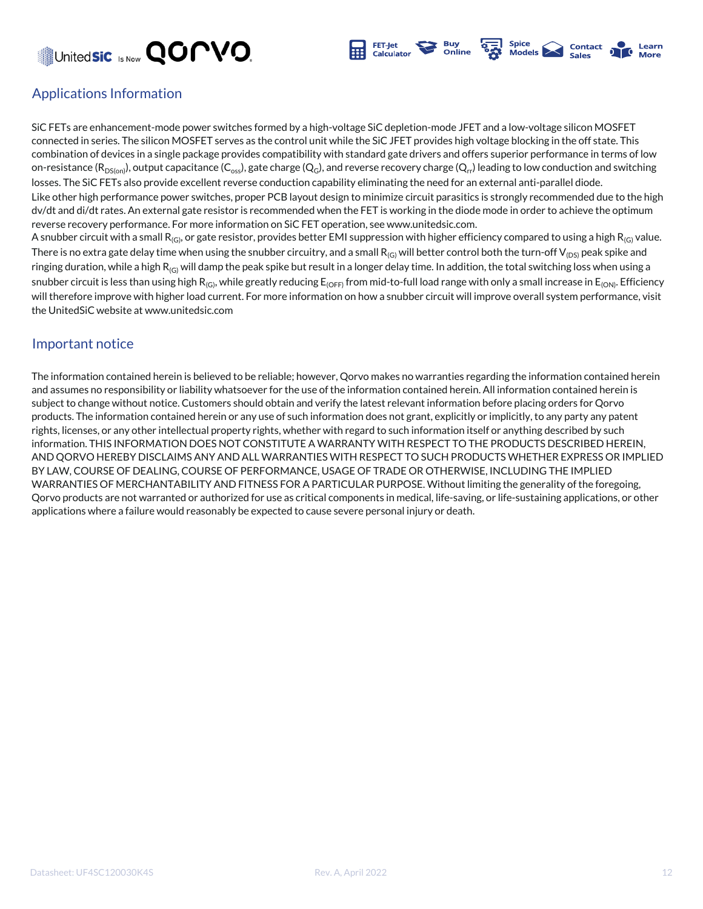## Applications Information

SiC FETs are enhancement-mode power switches formed by a high-voltage SiC depletion-mode JFET and a low-voltage silicon MOSFET connected in series. The silicon MOSFET serves as the control unit while the SiC JFET provides high voltage blocking in the off state. This combination of devices in a single package provides compatibility with standard gate drivers and offers superior performance in terms of low on-resistance ($R_{DS(on)}$), output capacitance ($C_{oss}$), gate charge ($Q_G$), and reverse recovery charge ($Q_{rr}$) leading to low conduction and switching losses. The SiC FETs also provide excellent reverse conduction capability eliminating the need for an external anti-parallel diode.

Like other high performance power switches, proper PCB layout design to minimize circuit parasitics is strongly recommended due to the high dv/dt and di/dt rates. An external gate resistor is recommended when the FET is working in the diode mode in order to achieve the optimum reverse recovery performance. For more information on SiC FET operation, see www.unitedsic.com.

A snubber circuit with a small $R_{(G)}$, or gate resistor, provides better EMI suppression with higher efficiency compared to using a high $R_{(G)}$ value. There is no extra gate delay time when using the snubber circuitry, and a small $R_{(G)}$ will better control both the turn-off $V_{(DS)}$ peak spike and ringing duration, while a high $R_{(G)}$ will damp the peak spike but result in a longer delay time. In addition, the total switching loss when using a snubber circuit is less than using high $R_{(G)}$, while greatly reducing $E_{(OFF)}$ from mid-to-full load range with only a small increase in $E_{(ON)}$. Efficiency will therefore improve with higher load current. For more information on how a snubber circuit will improve overall system performance, visit the UnitedSiC website at www.unitedsic.com

## Important notice

The information contained herein is believed to be reliable; however, Qorvo makes no warranties regarding the information contained herein and assumes no responsibility or liability whatsoever for the use of the information contained herein. All information contained herein is subject to change without notice. Customers should obtain and verify the latest relevant information before placing orders for Qorvo products. The information contained herein or any use of such information does not grant, explicitly or implicitly, to any party any patent rights, licenses, or any other intellectual property rights, whether with regard to such information itself or anything described by such information. THIS INFORMATION DOES NOT CONSTITUTE A WARRANTY WITH RESPECT TO THE PRODUCTS DESCRIBED HEREIN, AND QORVO HEREBY DISCLAIMS ANY AND ALL WARRANTIES WITH RESPECT TO SUCH PRODUCTS WHETHER EXPRESS OR IMPLIED BY LAW, COURSE OF DEALING, COURSE OF PERFORMANCE, USAGE OF TRADE OR OTHERWISE, INCLUDING THE IMPLIED WARRANTIES OF MERCHANTABILITY AND FITNESS FOR A PARTICULAR PURPOSE. Without limiting the generality of the foregoing, Qorvo products are not warranted or authorized for use as critical components in medical, life-saving, or life-sustaining applications, or other applications where a failure would reasonably be expected to cause severe personal injury or death.